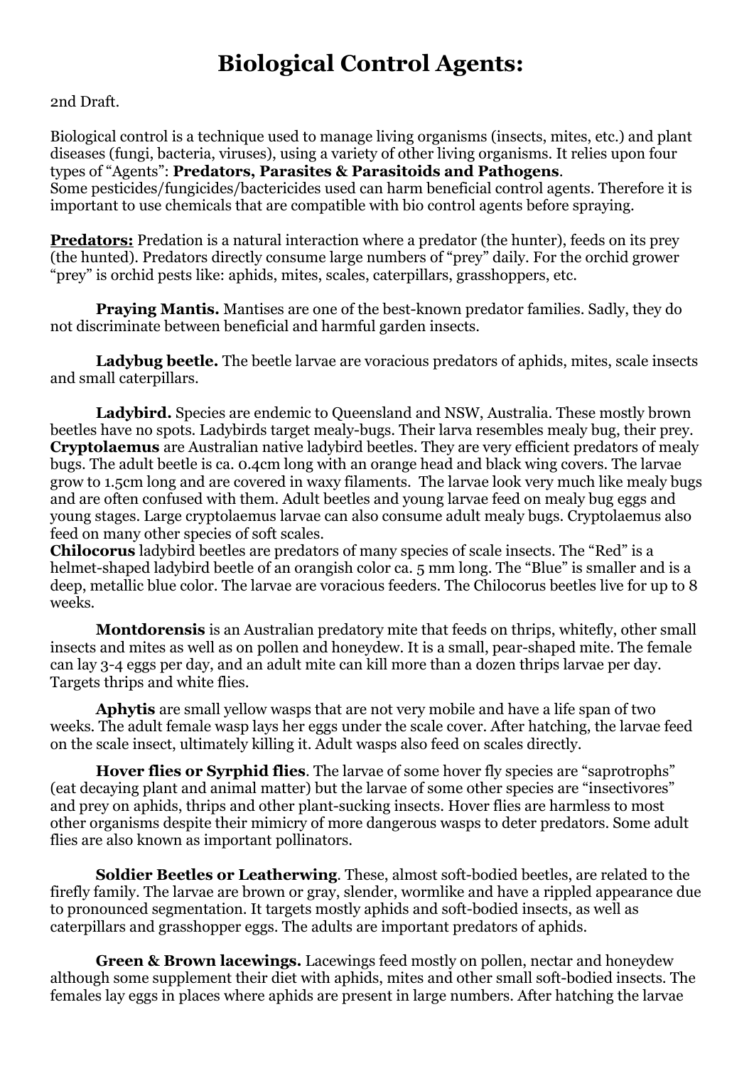# Biological Control Agents:

2nd Draft.

Biological control is a technique used to manage living organisms (insects, mites, etc.) and plant diseases (fungi, bacteria, viruses), using a variety of other living organisms. It relies upon four types of "Agents": **Predators, Parasites & Parasitoids and Pathogens**.
Some pesticides/fungicides/bactericides used can harm beneficial control agents. Therefore it is important to use chemicals that are compatible with bio control agents before spraying.

**<u>Predators:</u>** Predation is a natural interaction where a predator (the hunter), feeds on its prey (the hunted). Predators directly consume large numbers of "prey" daily. For the orchid grower "prey" is orchid pests like: aphids, mites, scales, caterpillars, grasshoppers, etc.

**Praying Mantis.** Mantises are one of the best-known predator families. Sadly, they do not discriminate between beneficial and harmful garden insects.

**Ladybug beetle.** The beetle larvae are voracious predators of aphids, mites, scale insects and small caterpillars.

**Ladybird.** Species are endemic to Queensland and NSW, Australia. These mostly brown beetles have no spots. Ladybirds target mealy-bugs. Their larva resembles mealy bug, their prey.
**Cryptolaemus** are Australian native ladybird beetles. They are very efficient predators of mealy bugs. The adult beetle is ca. 0.4cm long with an orange head and black wing covers. The larvae grow to 1.5cm long and are covered in waxy filaments. The larvae look very much like mealy bugs and are often confused with them. Adult beetles and young larvae feed on mealy bug eggs and young stages. Large cryptolaemus larvae can also consume adult mealy bugs. Cryptolaemus also feed on many other species of soft scales.
**Chilocorus** ladybird beetles are predators of many species of scale insects. The "Red" is a helmet-shaped ladybird beetle of an orangish color ca. 5 mm long. The "Blue" is smaller and is a deep, metallic blue color. The larvae are voracious feeders. The Chilocorus beetles live for up to 8 weeks.

**Montdorensis** is an Australian predatory mite that feeds on thrips, whitefly, other small insects and mites as well as on pollen and honeydew. It is a small, pear-shaped mite. The female can lay 3-4 eggs per day, and an adult mite can kill more than a dozen thrips larvae per day. Targets thrips and white flies.

**Aphytis** are small yellow wasps that are not very mobile and have a life span of two weeks. The adult female wasp lays her eggs under the scale cover. After hatching, the larvae feed on the scale insect, ultimately killing it. Adult wasps also feed on scales directly.

**Hover flies or Syrphid flies**. The larvae of some hover fly species are "saprotrophs" (eat decaying plant and animal matter) but the larvae of some other species are "insectivores" and prey on aphids, thrips and other plant-sucking insects. Hover flies are harmless to most other organisms despite their mimicry of more dangerous wasps to deter predators. Some adult flies are also known as important pollinators.

**Soldier Beetles or Leatherwing**. These, almost soft-bodied beetles, are related to the firefly family. The larvae are brown or gray, slender, wormlike and have a rippled appearance due to pronounced segmentation. It targets mostly aphids and soft-bodied insects, as well as caterpillars and grasshopper eggs. The adults are important predators of aphids.

**Green & Brown lacewings.** Lacewings feed mostly on pollen, nectar and honeydew although some supplement their diet with aphids, mites and other small soft-bodied insects. The females lay eggs in places where aphids are present in large numbers. After hatching the larvae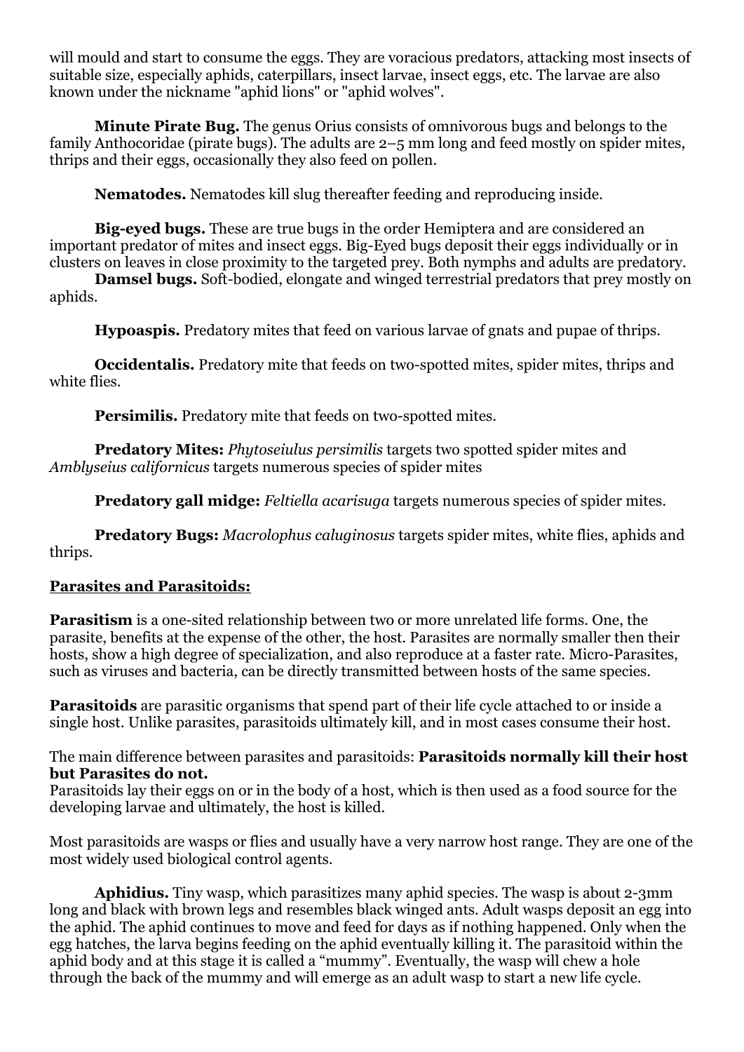will mould and start to consume the eggs. They are voracious predators, attacking most insects of suitable size, especially aphids, caterpillars, insect larvae, insect eggs, etc. The larvae are also known under the nickname "aphid lions" or "aphid wolves".

**Minute Pirate Bug.** The genus Orius consists of omnivorous bugs and belongs to the family Anthocoridae (pirate bugs). The adults are 2–5 mm long and feed mostly on spider mites, thrips and their eggs, occasionally they also feed on pollen.

**Nematodes.** Nematodes kill slug thereafter feeding and reproducing inside.

**Big-eyed bugs.** These are true bugs in the order Hemiptera and are considered an important predator of mites and insect eggs. Big-Eyed bugs deposit their eggs individually or in clusters on leaves in close proximity to the targeted prey. Both nymphs and adults are predatory.

**Damsel bugs.** Soft-bodied, elongate and winged terrestrial predators that prey mostly on aphids.

**Hypoaspis.** Predatory mites that feed on various larvae of gnats and pupae of thrips.

**Occidentalis.** Predatory mite that feeds on two-spotted mites, spider mites, thrips and white flies.

**Persimilis.** Predatory mite that feeds on two-spotted mites.

**Predatory Mites:** *Phytoseiulus persimilis* targets two spotted spider mites and *Amblyseius californicus* targets numerous species of spider mites

**Predatory gall midge:** *Feltiella acarisuga* targets numerous species of spider mites.

**Predatory Bugs:** *Macrolophus caluginosus* targets spider mites, white flies, aphids and thrips.

## Parasites and Parasitoids:

**Parasitism** is a one-sited relationship between two or more unrelated life forms. One, the parasite, benefits at the expense of the other, the host. Parasites are normally smaller then their hosts, show a high degree of specialization, and also reproduce at a faster rate. Micro-Parasites, such as viruses and bacteria, can be directly transmitted between hosts of the same species.

**Parasitoids** are parasitic organisms that spend part of their life cycle attached to or inside a single host. Unlike parasites, parasitoids ultimately kill, and in most cases consume their host.

The main difference between parasites and parasitoids: **Parasitoids normally kill their host but Parasites do not.**
Parasitoids lay their eggs on or in the body of a host, which is then used as a food source for the developing larvae and ultimately, the host is killed.

Most parasitoids are wasps or flies and usually have a very narrow host range. They are one of the most widely used biological control agents.

**Aphidius.** Tiny wasp, which parasitizes many aphid species. The wasp is about 2-3mm long and black with brown legs and resembles black winged ants. Adult wasps deposit an egg into the aphid. The aphid continues to move and feed for days as if nothing happened. Only when the egg hatches, the larva begins feeding on the aphid eventually killing it. The parasitoid within the aphid body and at this stage it is called a "mummy". Eventually, the wasp will chew a hole through the back of the mummy and will emerge as an adult wasp to start a new life cycle.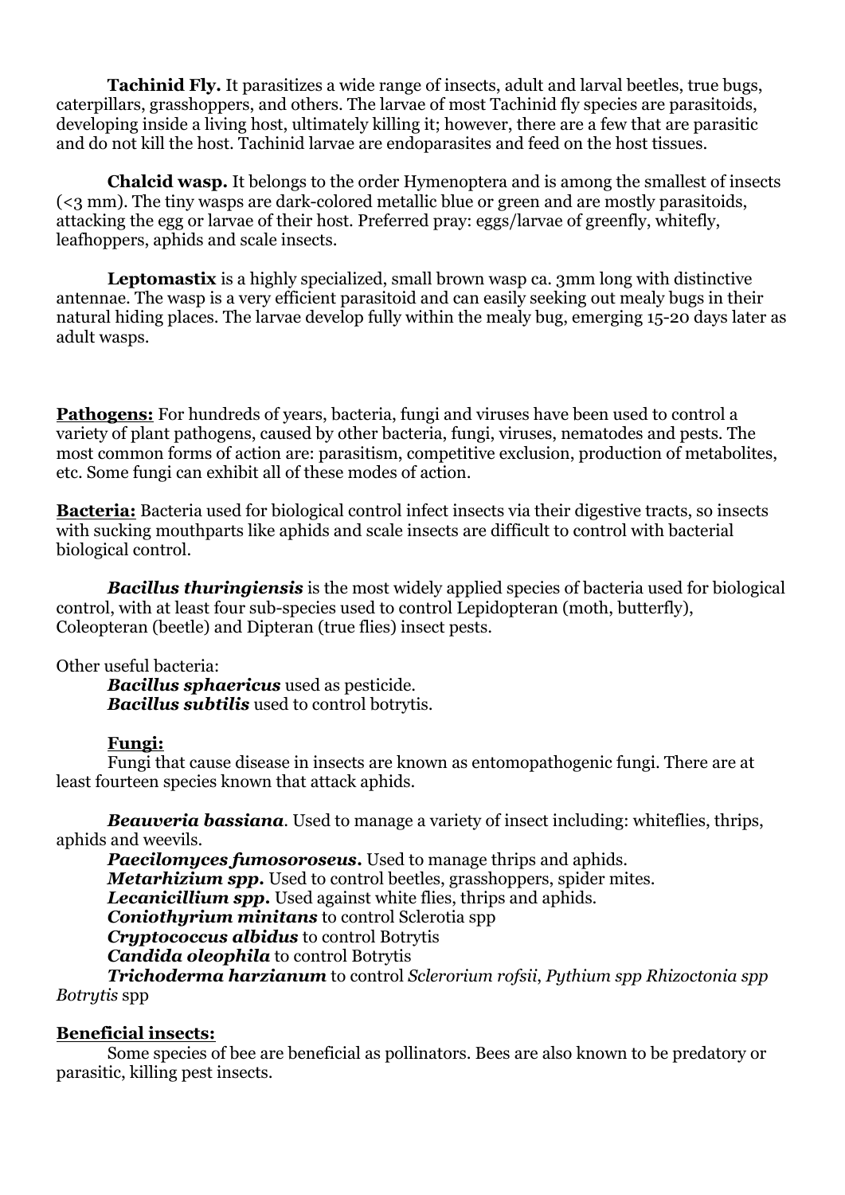**Tachinid Fly.** It parasitizes a wide range of insects, adult and larval beetles, true bugs, caterpillars, grasshoppers, and others. The larvae of most Tachinid fly species are parasitoids, developing inside a living host, ultimately killing it; however, there are a few that are parasitic and do not kill the host. Tachinid larvae are endoparasites and feed on the host tissues.

**Chalcid wasp.** It belongs to the order Hymenoptera and is among the smallest of insects (<3 mm). The tiny wasps are dark-colored metallic blue or green and are mostly parasitoids, attacking the egg or larvae of their host. Preferred pray: eggs/larvae of greenfly, whitefly, leafhoppers, aphids and scale insects.

**Leptomastix** is a highly specialized, small brown wasp ca. 3mm long with distinctive antennae. The wasp is a very efficient parasitoid and can easily seeking out mealy bugs in their natural hiding places. The larvae develop fully within the mealy bug, emerging 15-20 days later as adult wasps.

**Pathogens:** For hundreds of years, bacteria, fungi and viruses have been used to control a variety of plant pathogens, caused by other bacteria, fungi, viruses, nematodes and pests. The most common forms of action are: parasitism, competitive exclusion, production of metabolites, etc. Some fungi can exhibit all of these modes of action.

**Bacteria:** Bacteria used for biological control infect insects via their digestive tracts, so insects with sucking mouthparts like aphids and scale insects are difficult to control with bacterial biological control.

***Bacillus thuringiensis*** is the most widely applied species of bacteria used for biological control, with at least four sub-species used to control Lepidopteran (moth, butterfly), Coleopteran (beetle) and Dipteran (true flies) insect pests.

Other useful bacteria:

***Bacillus sphaericus*** used as pesticide.
***Bacillus subtilis*** used to control botrytis.

**Fungi:**

Fungi that cause disease in insects are known as entomopathogenic fungi. There are at least fourteen species known that attack aphids.

***Beauveria bassiana***. Used to manage a variety of insect including: whiteflies, thrips, aphids and weevils.
***Paecilomyces fumosoroseus.*** Used to manage thrips and aphids.
***Metarhizium spp.*** Used to control beetles, grasshoppers, spider mites.
***Lecanicillium spp.*** Used against white flies, thrips and aphids.
***Coniothyrium minitans*** to control Sclerotia spp
***Cryptococcus albidus*** to control Botrytis
***Candida oleophila*** to control Botrytis
***Trichoderma harzianum*** to control *Sclerorium rofsii*, *Pythium spp Rhizoctonia spp Botrytis* spp

**Beneficial insects:**

Some species of bee are beneficial as pollinators. Bees are also known to be predatory or parasitic, killing pest insects.